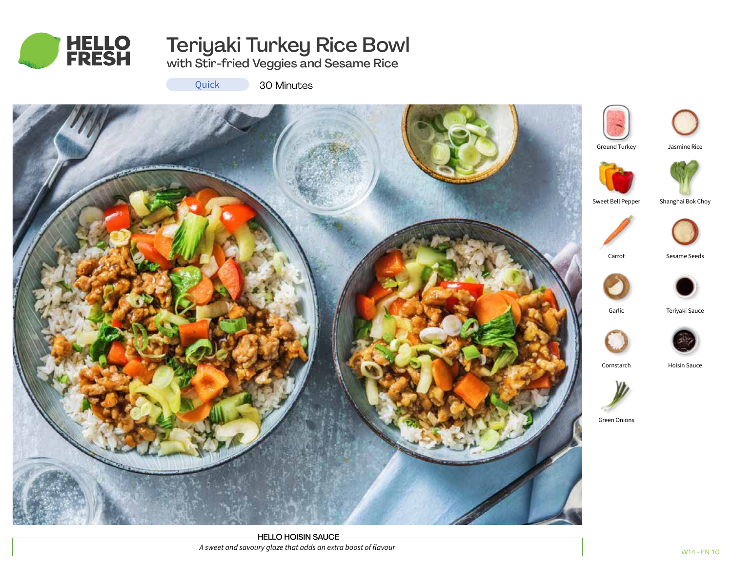# Teriyaki Turkey Rice Bowl

## with Stir-fried Veggies and Sesame Rice

Quick 30 Minutes

- Ground Turkey
- Jasmine Rice
- Sweet Bell Pepper
- Shanghai Bok Choy
- Carrot
- Sesame Seeds
- Garlic
- Teriyaki Sauce
- Cornstarch
- Hoisin Sauce
- Green Onions

**HELLO HOISIN SAUCE**

*A sweet and savoury glaze that adds an extra boost of flavour*

W14 · EN 10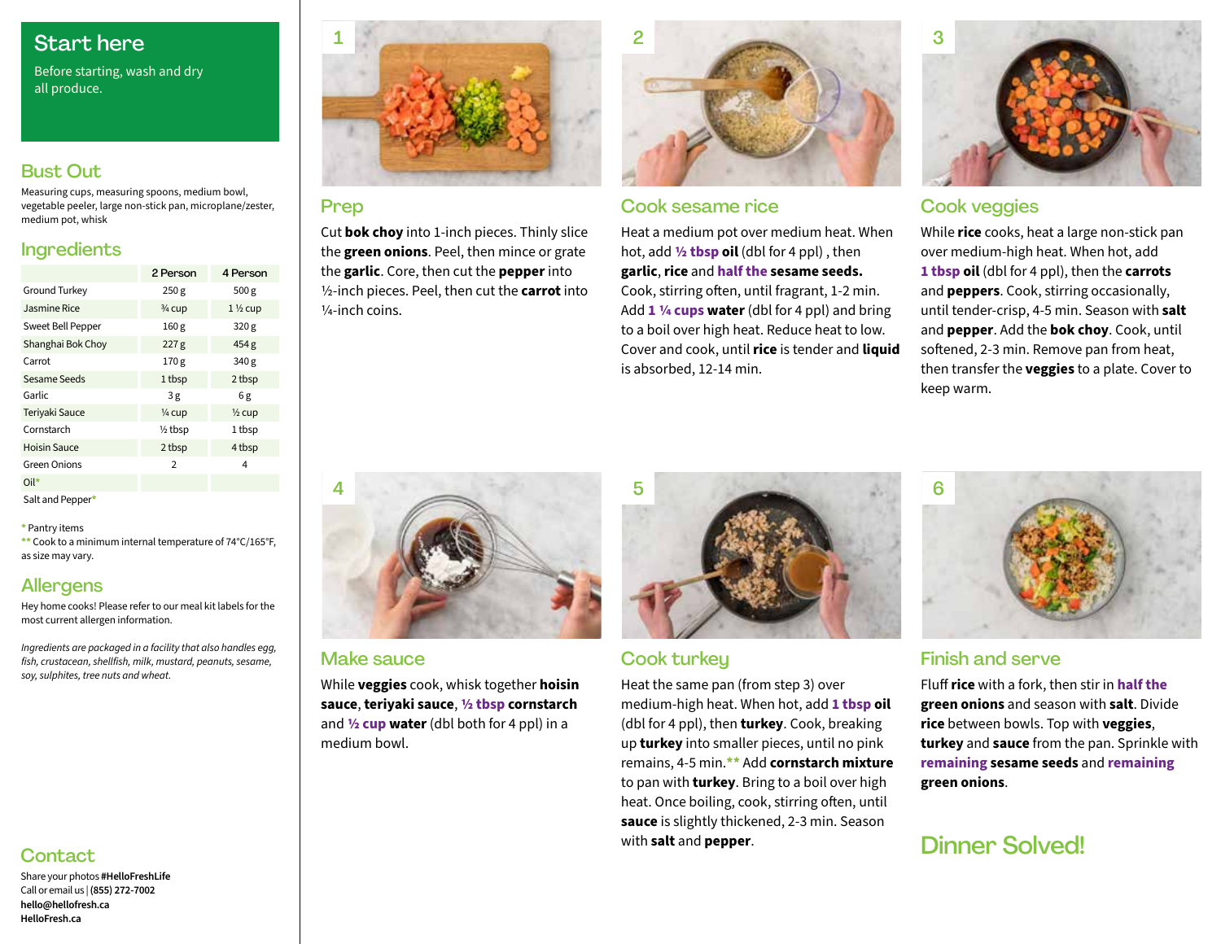## Start here

Before starting, wash and dry all produce.

## Bust Out

Measuring cups, measuring spoons, medium bowl, vegetable peeler, large non-stick pan, microplane/zester, medium pot, whisk

## Ingredients

| | 2 Person | 4 Person |
|---|---|---|
| Ground Turkey | 250 g | 500 g |
| Jasmine Rice | ¾ cup | 1 ½ cup |
| Sweet Bell Pepper | 160 g | 320 g |
| Shanghai Bok Choy | 227 g | 454 g |
| Carrot | 170 g | 340 g |
| Sesame Seeds | 1 tbsp | 2 tbsp |
| Garlic | 3 g | 6 g |
| Teriyaki Sauce | ¼ cup | ½ cup |
| Cornstarch | ½ tbsp | 1 tbsp |
| Hoisin Sauce | 2 tbsp | 4 tbsp |
| Green Onions | 2 | 4 |
| Oil* | | |
| Salt and Pepper* | | |

\* Pantry items

\*\* Cook to a minimum internal temperature of 74°C/165°F, as size may vary.

## Allergens

Hey home cooks! Please refer to our meal kit labels for the most current allergen information.

*Ingredients are packaged in a facility that also handles egg, fish, crustacean, shellfish, milk, mustard, peanuts, sesame, soy, sulphites, tree nuts and wheat.*

## Contact

Share your photos **#HelloFreshLife**
Call or email us | **(855) 272-7002**
**hello@hellofresh.ca**
**HelloFresh.ca**

## 1 Prep

Cut **bok choy** into 1-inch pieces. Thinly slice the **green onions**. Peel, then mince or grate the **garlic**. Core, then cut the **pepper** into ½-inch pieces. Peel, then cut the **carrot** into ¼-inch coins.

## 2 Cook sesame rice

Heat a medium pot over medium heat. When hot, add **½ tbsp oil** (dbl for 4 ppl) , then **garlic**, **rice** and **half the sesame seeds.** Cook, stirring often, until fragrant, 1-2 min. Add **1 ¼ cups water** (dbl for 4 ppl) and bring to a boil over high heat. Reduce heat to low. Cover and cook, until **rice** is tender and **liquid** is absorbed, 12-14 min.

## 3 Cook veggies

While **rice** cooks, heat a large non-stick pan over medium-high heat. When hot, add **1 tbsp oil** (dbl for 4 ppl), then the **carrots** and **peppers**. Cook, stirring occasionally, until tender-crisp, 4-5 min. Season with **salt** and **pepper**. Add the **bok choy**. Cook, until softened, 2-3 min. Remove pan from heat, then transfer the **veggies** to a plate. Cover to keep warm.

## 4 Make sauce

While **veggies** cook, whisk together **hoisin sauce**, **teriyaki sauce**, **½ tbsp cornstarch** and **½ cup water** (dbl both for 4 ppl) in a medium bowl.

## 5 Cook turkey

Heat the same pan (from step 3) over medium-high heat. When hot, add **1 tbsp oil** (dbl for 4 ppl), then **turkey**. Cook, breaking up **turkey** into smaller pieces, until no pink remains, 4-5 min.\*\* Add **cornstarch mixture** to pan with **turkey**. Bring to a boil over high heat. Once boiling, cook, stirring often, until **sauce** is slightly thickened, 2-3 min. Season with **salt** and **pepper**.

## 6 Finish and serve

Fluff **rice** with a fork, then stir in **half the green onions** and season with **salt**. Divide **rice** between bowls. Top with **veggies**, **turkey** and **sauce** from the pan. Sprinkle with **remaining sesame seeds** and **remaining green onions**.

## Dinner Solved!